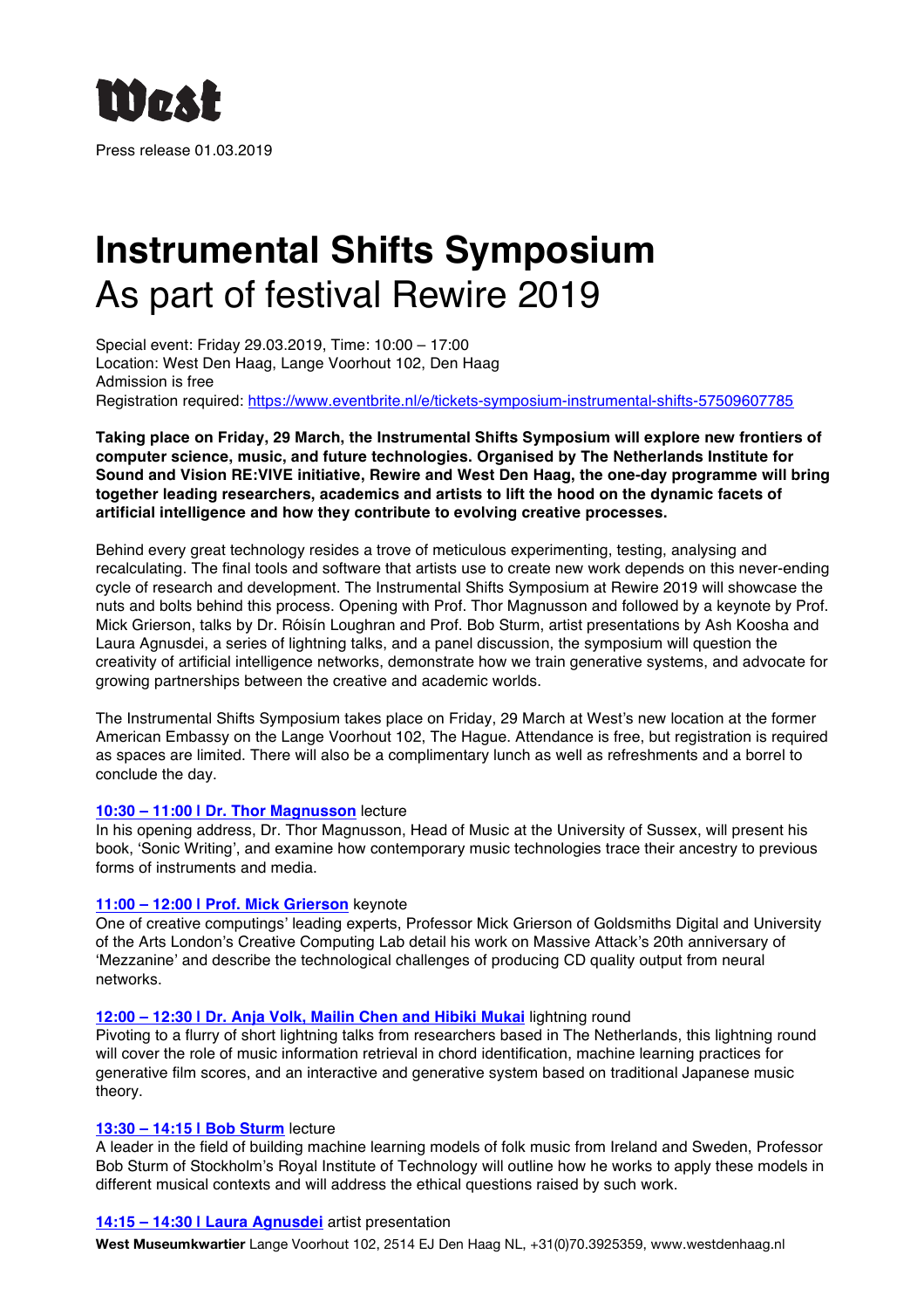West

Press release 01.03.2019

# Instrumental Shifts Symposium

## As part of festival Rewire 2019

Special event: Friday 29.03.2019, Time: 10:00 – 17:00
Location: West Den Haag, Lange Voorhout 102, Den Haag
Admission is free
Registration required: https://www.eventbrite.nl/e/tickets-symposium-instrumental-shifts-57509607785

**Taking place on Friday, 29 March, the Instrumental Shifts Symposium will explore new frontiers of computer science, music, and future technologies. Organised by The Netherlands Institute for Sound and Vision RE:VIVE initiative, Rewire and West Den Haag, the one-day programme will bring together leading researchers, academics and artists to lift the hood on the dynamic facets of artificial intelligence and how they contribute to evolving creative processes.**

Behind every great technology resides a trove of meticulous experimenting, testing, analysing and recalculating. The final tools and software that artists use to create new work depends on this never-ending cycle of research and development. The Instrumental Shifts Symposium at Rewire 2019 will showcase the nuts and bolts behind this process. Opening with Prof. Thor Magnusson and followed by a keynote by Prof. Mick Grierson, talks by Dr. Róisín Loughran and Prof. Bob Sturm, artist presentations by Ash Koosha and Laura Agnusdei, a series of lightning talks, and a panel discussion, the symposium will question the creativity of artificial intelligence networks, demonstrate how we train generative systems, and advocate for growing partnerships between the creative and academic worlds.

The Instrumental Shifts Symposium takes place on Friday, 29 March at West's new location at the former American Embassy on the Lange Voorhout 102, The Hague. Attendance is free, but registration is required as spaces are limited. There will also be a complimentary lunch as well as refreshments and a borrel to conclude the day.

**10:30 – 11:00 I Dr. Thor Magnusson** lecture
In his opening address, Dr. Thor Magnusson, Head of Music at the University of Sussex, will present his book, 'Sonic Writing', and examine how contemporary music technologies trace their ancestry to previous forms of instruments and media.

**11:00 – 12:00 I Prof. Mick Grierson** keynote
One of creative computings' leading experts, Professor Mick Grierson of Goldsmiths Digital and University of the Arts London's Creative Computing Lab detail his work on Massive Attack's 20th anniversary of 'Mezzanine' and describe the technological challenges of producing CD quality output from neural networks.

**12:00 – 12:30 I Dr. Anja Volk, Mailin Chen and Hibiki Mukai** lightning round
Pivoting to a flurry of short lightning talks from researchers based in The Netherlands, this lightning round will cover the role of music information retrieval in chord identification, machine learning practices for generative film scores, and an interactive and generative system based on traditional Japanese music theory.

**13:30 – 14:15 I Bob Sturm** lecture
A leader in the field of building machine learning models of folk music from Ireland and Sweden, Professor Bob Sturm of Stockholm's Royal Institute of Technology will outline how he works to apply these models in different musical contexts and will address the ethical questions raised by such work.

**14:15 – 14:30 I Laura Agnusdei** artist presentation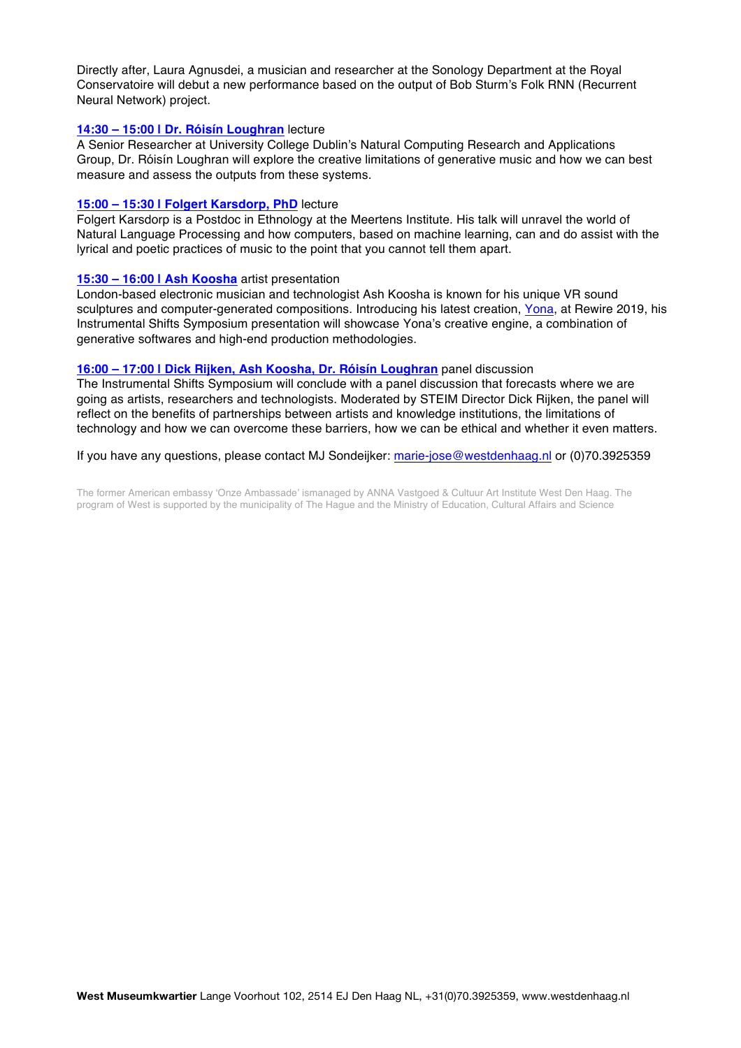Directly after, Laura Agnusdei, a musician and researcher at the Sonology Department at the Royal Conservatoire will debut a new performance based on the output of Bob Sturm's Folk RNN (Recurrent Neural Network) project.

**14:30 – 15:00 I Dr. Róisín Loughran** lecture
A Senior Researcher at University College Dublin's Natural Computing Research and Applications Group, Dr. Róisín Loughran will explore the creative limitations of generative music and how we can best measure and assess the outputs from these systems.

**15:00 – 15:30 I Folgert Karsdorp, PhD** lecture
Folgert Karsdorp is a Postdoc in Ethnology at the Meertens Institute. His talk will unravel the world of Natural Language Processing and how computers, based on machine learning, can and do assist with the lyrical and poetic practices of music to the point that you cannot tell them apart.

**15:30 – 16:00 I Ash Koosha** artist presentation
London-based electronic musician and technologist Ash Koosha is known for his unique VR sound sculptures and computer-generated compositions. Introducing his latest creation, Yona, at Rewire 2019, his Instrumental Shifts Symposium presentation will showcase Yona's creative engine, a combination of generative softwares and high-end production methodologies.

**16:00 – 17:00 I Dick Rijken, Ash Koosha, Dr. Róisín Loughran** panel discussion
The Instrumental Shifts Symposium will conclude with a panel discussion that forecasts where we are going as artists, researchers and technologists. Moderated by STEIM Director Dick Rijken, the panel will reflect on the benefits of partnerships between artists and knowledge institutions, the limitations of technology and how we can overcome these barriers, how we can be ethical and whether it even matters.

If you have any questions, please contact MJ Sondeijker: marie-jose@westdenhaag.nl or (0)70.3925359

The former American embassy 'Onze Ambassade' ismanaged by ANNA Vastgoed & Cultuur Art Institute West Den Haag. The program of West is supported by the municipality of The Hague and the Ministry of Education, Cultural Affairs and Science

**West Museumkwartier** Lange Voorhout 102, 2514 EJ Den Haag NL, +31(0)70.3925359, www.westdenhaag.nl